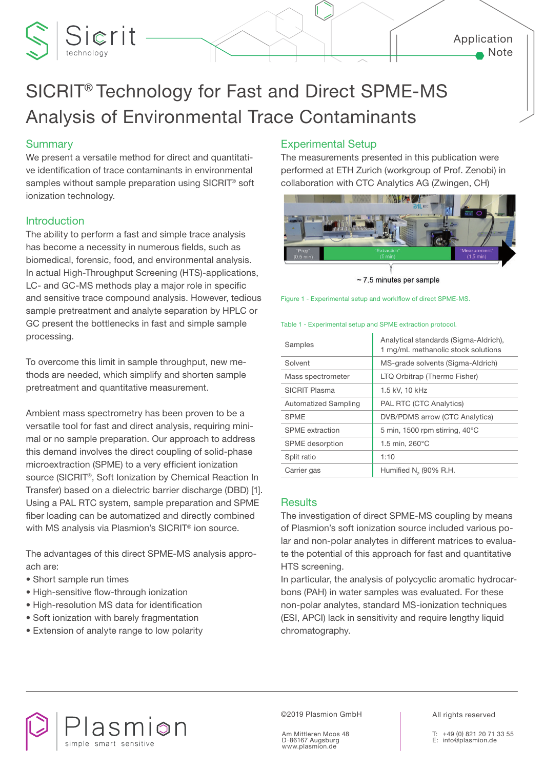# SICRIT® Technology for Fast and Direct SPME-MS Analysis of Environmental Trace Contaminants

## Summary

We present a versatile method for direct and quantitative identification of trace contaminants in environmental samples without sample preparation using SICRIT® soft ionization technology.

## Introduction

The ability to perform a fast and simple trace analysis has become a necessity in numerous fields, such as biomedical, forensic, food, and environmental analysis. In actual High-Throughput Screening (HTS)-applications, LC- and GC-MS methods play a major role in specific and sensitive trace compound analysis. However, tedious sample pretreatment and analyte separation by HPLC or GC present the bottlenecks in fast and simple sample processing.

To overcome this limit in sample throughput, new methods are needed, which simplify and shorten sample pretreatment and quantitative measurement.

Ambient mass spectrometry has been proven to be a versatile tool for fast and direct analysis, requiring minimal or no sample preparation. Our approach to address this demand involves the direct coupling of solid-phase microextraction (SPME) to a very efficient ionization source (SICRIT®, Soft Ionization by Chemical Reaction In Transfer) based on a dielectric barrier discharge (DBD) [1]. Using a PAL RTC system, sample preparation and SPME fiber loading can be automatized and directly combined with MS analysis via Plasmion's SICRIT® ion source.

The advantages of this direct SPME-MS analysis approach are:

- Short sample run times
- High-sensitive flow-through ionization
- High-resolution MS data for identification
- Soft ionization with barely fragmentation
- Extension of analyte range to low polarity

## Experimental Setup

The measurements presented in this publication were performed at ETH Zurich (workgroup of Prof. Zenobi) in collaboration with CTC Analytics AG (Zwingen, CH)

"Prep" (0.5 min) — "Extraction" (5 min) — "Measurement" (1.5 min)

~ 7.5 minutes per sample

Figure 1 - Experimental setup and workflow of direct SPME-MS.

Table 1 - Experimental setup and SPME extraction protocol.

| | |
|---|---|
| Samples | Analytical standards (Sigma-Aldrich), 1 mg/mL methanolic stock solutions |
| Solvent | MS-grade solvents (Sigma-Aldrich) |
| Mass spectrometer | LTQ Orbitrap (Thermo Fisher) |
| SICRIT Plasma | 1.5 kV, 10 kHz |
| Automatized Sampling | PAL RTC (CTC Analytics) |
| SPME | DVB/PDMS arrow (CTC Analytics) |
| SPME extraction | 5 min, 1500 rpm stirring, 40°C |
| SPME desorption | 1.5 min, 260°C |
| Split ratio | 1:10 |
| Carrier gas | Humified $N_2$ (90% R.H. |

## Results

The investigation of direct SPME-MS coupling by means of Plasmion's soft ionization source included various polar and non-polar analytes in different matrices to evaluate the potential of this approach for fast and quantitative HTS screening.

In particular, the analysis of polycyclic aromatic hydrocarbons (PAH) in water samples was evaluated. For these non-polar analytes, standard MS-ionization techniques (ESI, APCI) lack in sensitivity and require lengthy liquid chromatography.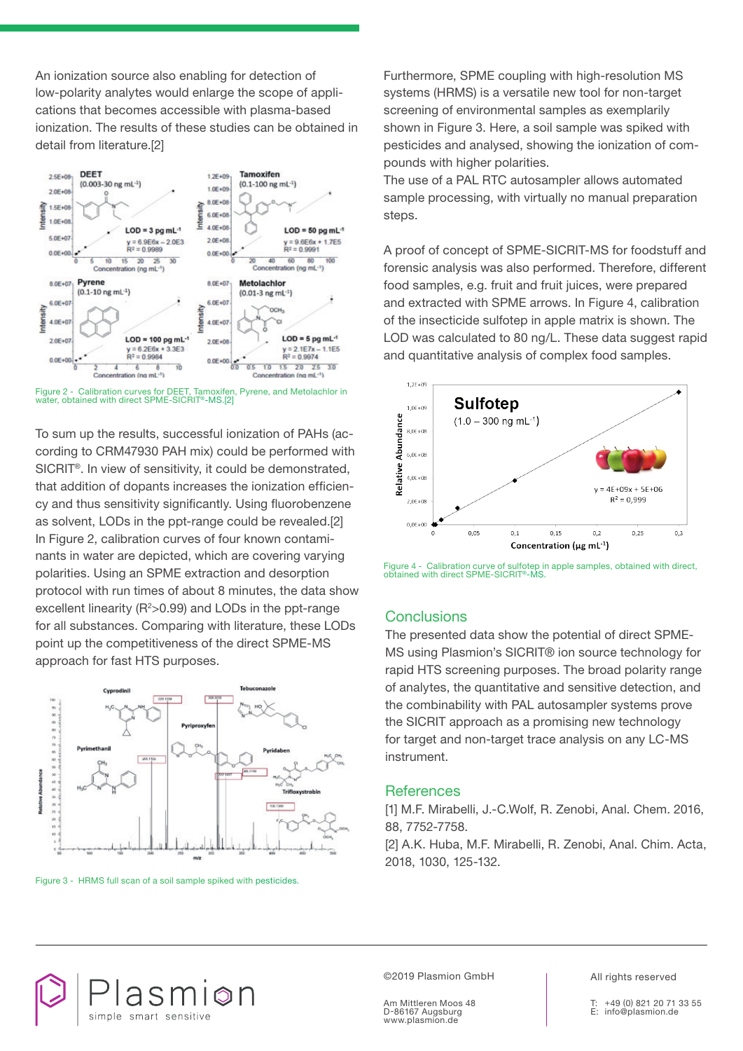An ionization source also enabling for detection of low-polarity analytes would enlarge the scope of applications that becomes accessible with plasma-based ionization. The results of these studies can be obtained in detail from literature.[2]

DEET (0.003-30 ng mL$^{-1}$)
LOD = 3 pg mL$^{-1}$
y = 6.9E6x – 2.0E3
R² = 0.9989

Tamoxifen (0.1-100 ng mL$^{-1}$)
LOD = 50 pg mL$^{-1}$
y = 9.6E6x + 1.7E5
R² = 0.9991

Pyrene (0.1-10 ng mL$^{-1}$)
LOD = 100 pg mL$^{-1}$
y = 6.2E6x + 3.3E3
R² = 0.9984

Metolachlor (0.01-3 ng mL$^{-1}$)
LOD = 5 pg mL$^{-1}$
y = 2.1E7x – 1.1E5
R² = 0.9974

Intensity
Concentration (ng mL$^{-1}$)

Figure 2 - Calibration curves for DEET, Tamoxifen, Pyrene, and Metolachlor in water, obtained with direct SPME-SICRIT®-MS.[2]

To sum up the results, successful ionization of PAHs (according to CRM47930 PAH mix) could be performed with SICRIT®. In view of sensitivity, it could be demonstrated, that addition of dopants increases the ionization efficiency and thus sensitivity significantly. Using fluorobenzene as solvent, LODs in the ppt-range could be revealed.[2] In Figure 2, calibration curves of four known contaminants in water are depicted, which are covering varying polarities. Using an SPME extraction and desorption protocol with run times of about 8 minutes, the data show excellent linearity ($R^2$>0.99) and LODs in the ppt-range for all substances. Comparing with literature, these LODs point up the competitiveness of the direct SPME-MS approach for fast HTS purposes.

Cyprodinil
Tebuconazole
Pyriproxyfen
Pyrimethanil
Pyridaben
Trifloxystrobin
Relative Abundance
m/z

Figure 3 - HRMS full scan of a soil sample spiked with pesticides.

Furthermore, SPME coupling with high-resolution MS systems (HRMS) is a versatile new tool for non-target screening of environmental samples as exemplarily shown in Figure 3. Here, a soil sample was spiked with pesticides and analysed, showing the ionization of compounds with higher polarities.
The use of a PAL RTC autosampler allows automated sample processing, with virtually no manual preparation steps.

A proof of concept of SPME-SICRIT-MS for foodstuff and forensic analysis was also performed. Therefore, different food samples, e.g. fruit and fruit juices, were prepared and extracted with SPME arrows. In Figure 4, calibration of the insecticide sulfotep in apple matrix is shown. The LOD was calculated to 80 ng/L. These data suggest rapid and quantitative analysis of complex food samples.

Sulfotep
(1.0 – 300 ng mL$^{-1}$)
y = 4E+09x + 5E+06
R² = 0,999
Relative Abundance
Concentration (µg mL$^{-1}$)

Figure 4 - Calibration curve of sulfotep in apple samples, obtained with direct, obtained with direct SPME-SICRIT®-MS.

## Conclusions

The presented data show the potential of direct SPME-MS using Plasmion's SICRIT® ion source technology for rapid HTS screening purposes. The broad polarity range of analytes, the quantitative and sensitive detection, and the combinability with PAL autosampler systems prove the SICRIT approach as a promising new technology for target and non-target trace analysis on any LC-MS instrument.

## References

[1] M.F. Mirabelli, J.-C.Wolf, R. Zenobi, Anal. Chem. 2016, 88, 7752-7758.

[2] A.K. Huba, M.F. Mirabelli, R. Zenobi, Anal. Chim. Acta, 2018, 1030, 125-132.

Plasmion
simple smart sensitive

©2019 Plasmion GmbH

Am Mittleren Moos 48
D-86167 Augsburg
www.plasmion.de

All rights reserved

T: +49 (0) 821 20 71 33 55
E: info@plasmion.de